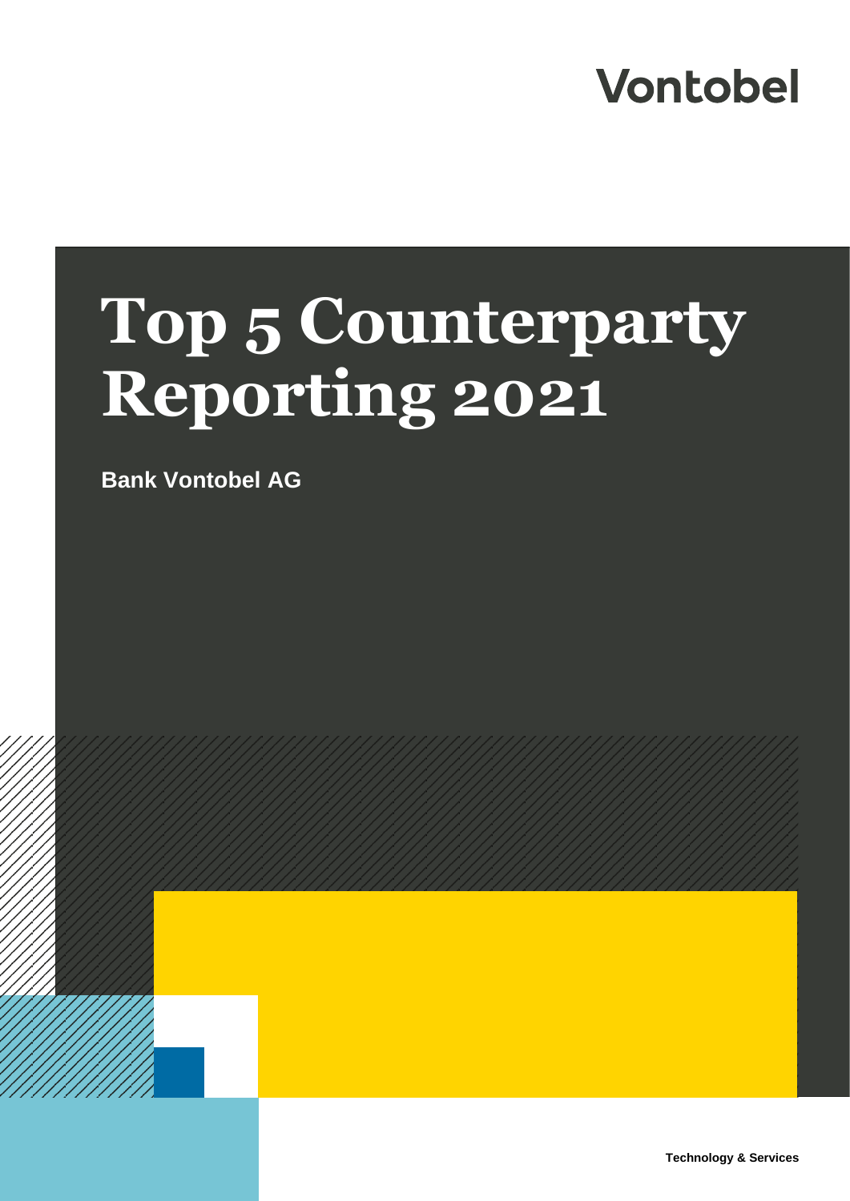Vontobel

# Top 5 Counterparty Reporting 2021

**Bank Vontobel AG**

**Technology & Services**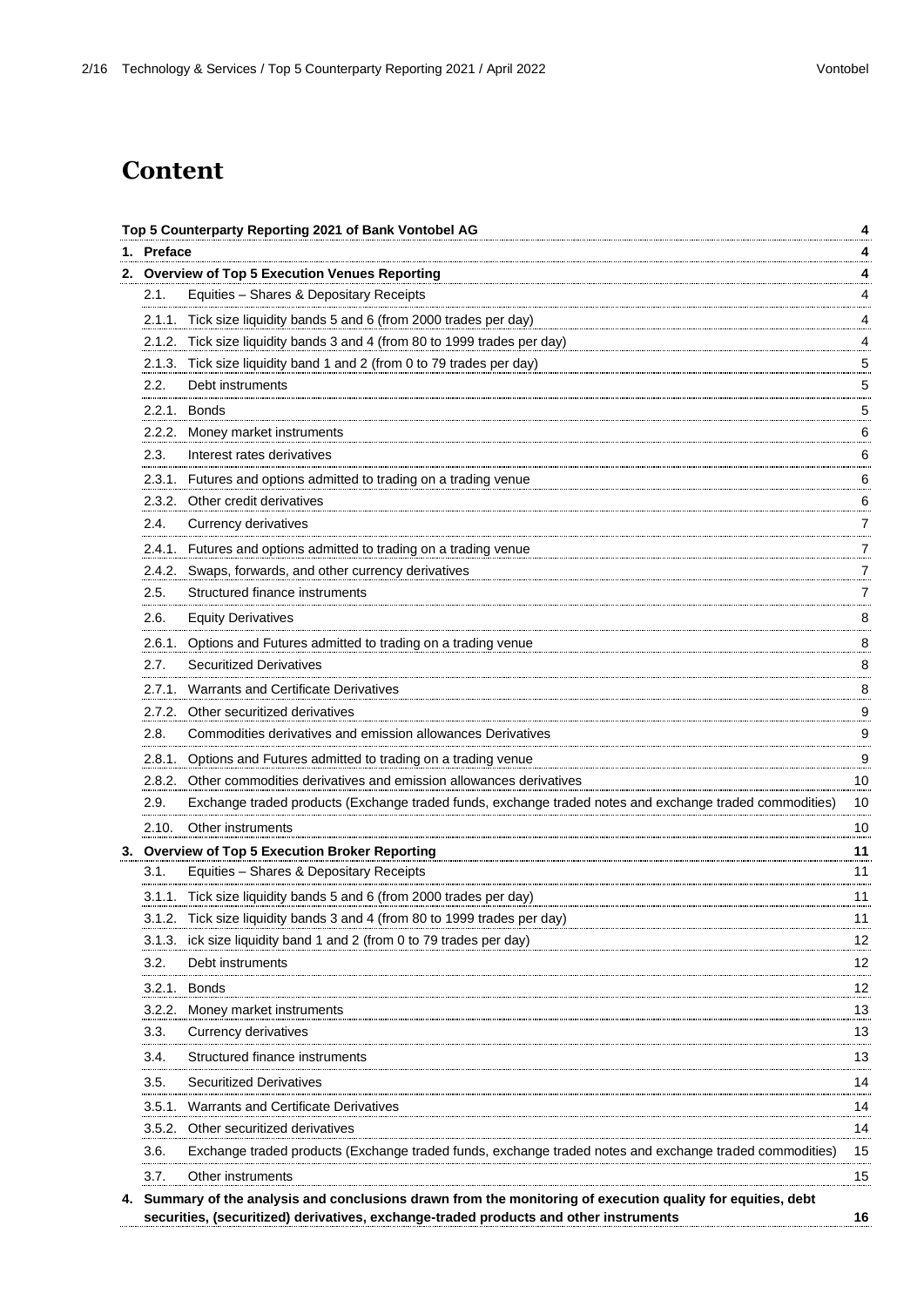# Content

| | | |
|---|---|---|
| **Top 5 Counterparty Reporting 2021 of Bank Vontobel AG** | | **4** |
| **1.** | **Preface** | **4** |
| **2.** | **Overview of Top 5 Execution Venues Reporting** | **4** |
| 2.1. | Equities – Shares & Depositary Receipts | 4 |
| 2.1.1. | Tick size liquidity bands 5 and 6 (from 2000 trades per day) | 4 |
| 2.1.2. | Tick size liquidity bands 3 and 4 (from 80 to 1999 trades per day) | 4 |
| 2.1.3. | Tick size liquidity band 1 and 2 (from 0 to 79 trades per day) | 5 |
| 2.2. | Debt instruments | 5 |
| 2.2.1. | Bonds | 5 |
| 2.2.2. | Money market instruments | 6 |
| 2.3. | Interest rates derivatives | 6 |
| 2.3.1. | Futures and options admitted to trading on a trading venue | 6 |
| 2.3.2. | Other credit derivatives | 6 |
| 2.4. | Currency derivatives | 7 |
| 2.4.1. | Futures and options admitted to trading on a trading venue | 7 |
| 2.4.2. | Swaps, forwards, and other currency derivatives | 7 |
| 2.5. | Structured finance instruments | 7 |
| 2.6. | Equity Derivatives | 8 |
| 2.6.1. | Options and Futures admitted to trading on a trading venue | 8 |
| 2.7. | Securitized Derivatives | 8 |
| 2.7.1. | Warrants and Certificate Derivatives | 8 |
| 2.7.2. | Other securitized derivatives | 9 |
| 2.8. | Commodities derivatives and emission allowances Derivatives | 9 |
| 2.8.1. | Options and Futures admitted to trading on a trading venue | 9 |
| 2.8.2. | Other commodities derivatives and emission allowances derivatives | 10 |
| 2.9. | Exchange traded products (Exchange traded funds, exchange traded notes and exchange traded commodities) | 10 |
| 2.10. | Other instruments | 10 |
| **3.** | **Overview of Top 5 Execution Broker Reporting** | **11** |
| 3.1. | Equities – Shares & Depositary Receipts | 11 |
| 3.1.1. | Tick size liquidity bands 5 and 6 (from 2000 trades per day) | 11 |
| 3.1.2. | Tick size liquidity bands 3 and 4 (from 80 to 1999 trades per day) | 11 |
| 3.1.3. | ick size liquidity band 1 and 2 (from 0 to 79 trades per day) | 12 |
| 3.2. | Debt instruments | 12 |
| 3.2.1. | Bonds | 12 |
| 3.2.2. | Money market instruments | 13 |
| 3.3. | Currency derivatives | 13 |
| 3.4. | Structured finance instruments | 13 |
| 3.5. | Securitized Derivatives | 14 |
| 3.5.1. | Warrants and Certificate Derivatives | 14 |
| 3.5.2. | Other securitized derivatives | 14 |
| 3.6. | Exchange traded products (Exchange traded funds, exchange traded notes and exchange traded commodities) | 15 |
| 3.7. | Other instruments | 15 |
| **4.** | **Summary of the analysis and conclusions drawn from the monitoring of execution quality for equities, debt securities, (securitized) derivatives, exchange-traded products and other instruments** | **16** |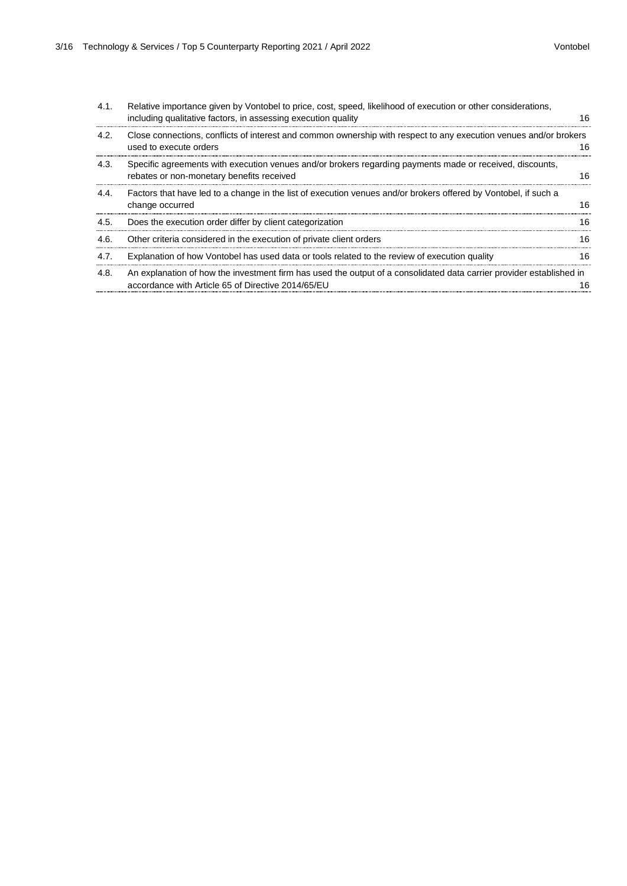| | | |
|---|---|---|
| 4.1. | Relative importance given by Vontobel to price, cost, speed, likelihood of execution or other considerations, including qualitative factors, in assessing execution quality | 16 |
| 4.2. | Close connections, conflicts of interest and common ownership with respect to any execution venues and/or brokers used to execute orders | 16 |
| 4.3. | Specific agreements with execution venues and/or brokers regarding payments made or received, discounts, rebates or non-monetary benefits received | 16 |
| 4.4. | Factors that have led to a change in the list of execution venues and/or brokers offered by Vontobel, if such a change occurred | 16 |
| 4.5. | Does the execution order differ by client categorization | 16 |
| 4.6. | Other criteria considered in the execution of private client orders | 16 |
| 4.7. | Explanation of how Vontobel has used data or tools related to the review of execution quality | 16 |
| 4.8. | An explanation of how the investment firm has used the output of a consolidated data carrier provider established in accordance with Article 65 of Directive 2014/65/EU | 16 |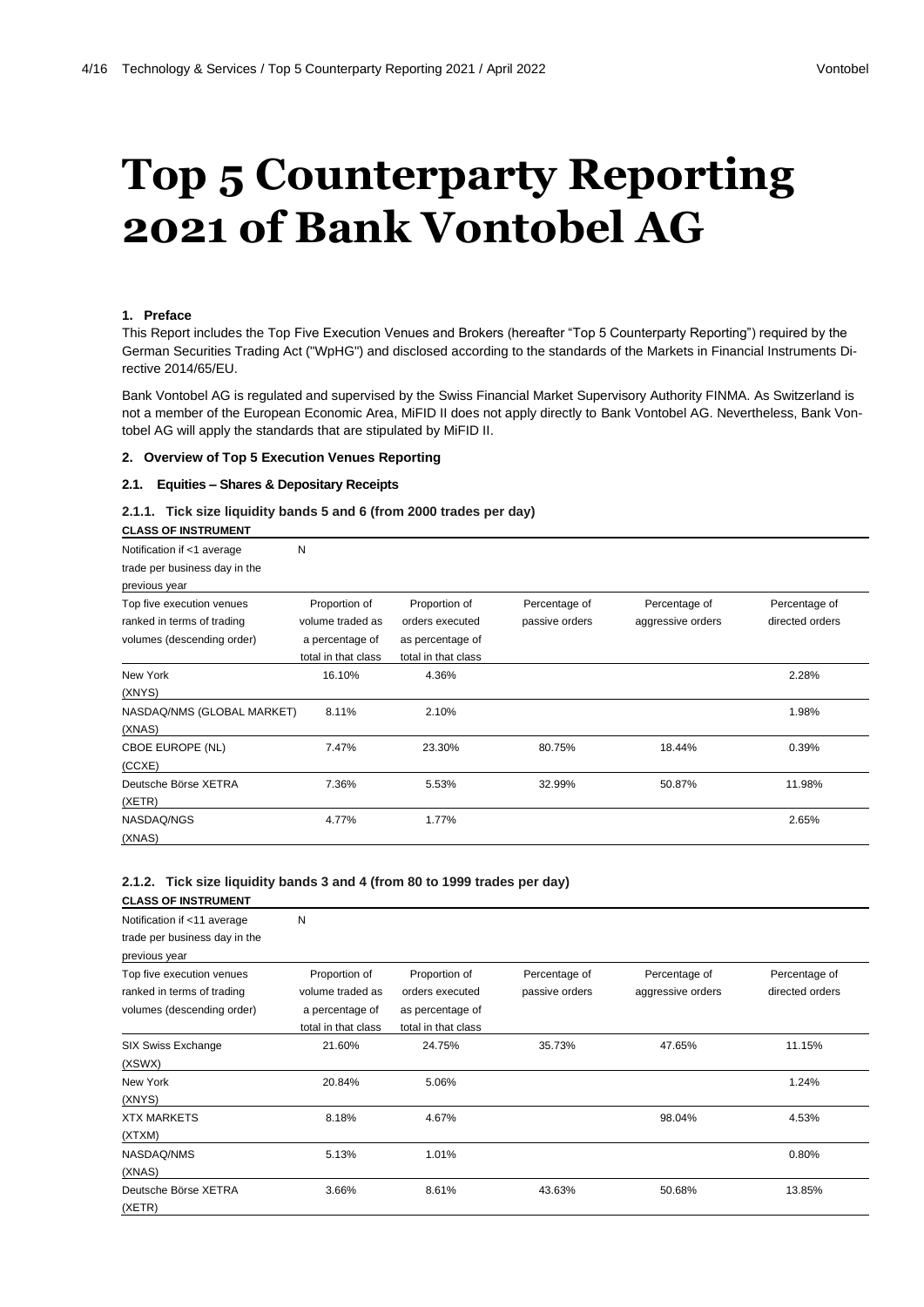# Top 5 Counterparty Reporting 2021 of Bank Vontobel AG

### 1. Preface

This Report includes the Top Five Execution Venues and Brokers (hereafter "Top 5 Counterparty Reporting") required by the German Securities Trading Act ("WpHG") and disclosed according to the standards of the Markets in Financial Instruments Directive 2014/65/EU.

Bank Vontobel AG is regulated and supervised by the Swiss Financial Market Supervisory Authority FINMA. As Switzerland is not a member of the European Economic Area, MiFID II does not apply directly to Bank Vontobel AG. Nevertheless, Bank Vontobel AG will apply the standards that are stipulated by MiFID II.

### 2. Overview of Top 5 Execution Venues Reporting

#### 2.1. Equities – Shares & Depositary Receipts

##### 2.1.1. Tick size liquidity bands 5 and 6 (from 2000 trades per day)

| CLASS OF INSTRUMENT | | | | | |
|---|---|---|---|---|---|
| Notification if <1 average trade per business day in the previous year | N | | | | |
| Top five execution venues ranked in terms of trading volumes (descending order) | Proportion of volume traded as a percentage of total in that class | Proportion of orders executed as percentage of total in that class | Percentage of passive orders | Percentage of aggressive orders | Percentage of directed orders |
| New York (XNYS) | 16.10% | 4.36% | | | 2.28% |
| NASDAQ/NMS (GLOBAL MARKET) (XNAS) | 8.11% | 2.10% | | | 1.98% |
| CBOE EUROPE (NL) (CCXE) | 7.47% | 23.30% | 80.75% | 18.44% | 0.39% |
| Deutsche Börse XETRA (XETR) | 7.36% | 5.53% | 32.99% | 50.87% | 11.98% |
| NASDAQ/NGS (XNAS) | 4.77% | 1.77% | | | 2.65% |

##### 2.1.2. Tick size liquidity bands 3 and 4 (from 80 to 1999 trades per day)

| CLASS OF INSTRUMENT | | | | | |
|---|---|---|---|---|---|
| Notification if <11 average trade per business day in the previous year | N | | | | |
| Top five execution venues ranked in terms of trading volumes (descending order) | Proportion of volume traded as a percentage of total in that class | Proportion of orders executed as percentage of total in that class | Percentage of passive orders | Percentage of aggressive orders | Percentage of directed orders |
| SIX Swiss Exchange (XSWX) | 21.60% | 24.75% | 35.73% | 47.65% | 11.15% |
| New York (XNYS) | 20.84% | 5.06% | | | 1.24% |
| XTX MARKETS (XTXM) | 8.18% | 4.67% | | 98.04% | 4.53% |
| NASDAQ/NMS (XNAS) | 5.13% | 1.01% | | | 0.80% |
| Deutsche Börse XETRA (XETR) | 3.66% | 8.61% | 43.63% | 50.68% | 13.85% |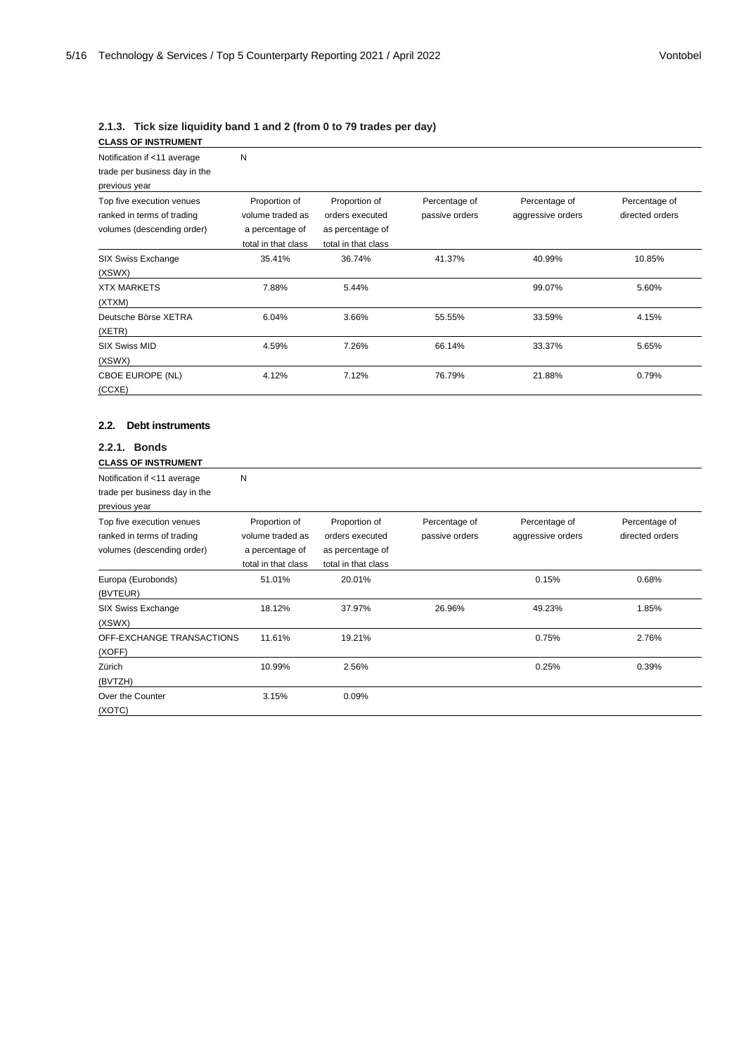### 2.1.3. Tick size liquidity band 1 and 2 (from 0 to 79 trades per day)

| CLASS OF INSTRUMENT | | | | | |
|---|---|---|---|---|---|
| Notification if <11 average trade per business day in the previous year | N | | | | |
| Top five execution venues ranked in terms of trading volumes (descending order) | Proportion of volume traded as a percentage of total in that class | Proportion of orders executed as percentage of total in that class | Percentage of passive orders | Percentage of aggressive orders | Percentage of directed orders |
| SIX Swiss Exchange (XSWX) | 35.41% | 36.74% | 41.37% | 40.99% | 10.85% |
| XTX MARKETS (XTXM) | 7.88% | 5.44% | | 99.07% | 5.60% |
| Deutsche Börse XETRA (XETR) | 6.04% | 3.66% | 55.55% | 33.59% | 4.15% |
| SIX Swiss MID (XSWX) | 4.59% | 7.26% | 66.14% | 33.37% | 5.65% |
| CBOE EUROPE (NL) (CCXE) | 4.12% | 7.12% | 76.79% | 21.88% | 0.79% |

### 2.2. Debt instruments

#### 2.2.1. Bonds

| CLASS OF INSTRUMENT | | | | | |
|---|---|---|---|---|---|
| Notification if <11 average trade per business day in the previous year | N | | | | |
| Top five execution venues ranked in terms of trading volumes (descending order) | Proportion of volume traded as a percentage of total in that class | Proportion of orders executed as percentage of total in that class | Percentage of passive orders | Percentage of aggressive orders | Percentage of directed orders |
| Europa (Eurobonds) (BVTEUR) | 51.01% | 20.01% | | 0.15% | 0.68% |
| SIX Swiss Exchange (XSWX) | 18.12% | 37.97% | 26.96% | 49.23% | 1.85% |
| OFF-EXCHANGE TRANSACTIONS (XOFF) | 11.61% | 19.21% | | 0.75% | 2.76% |
| Zürich (BVTZH) | 10.99% | 2.56% | | 0.25% | 0.39% |
| Over the Counter (XOTC) | 3.15% | 0.09% | | | |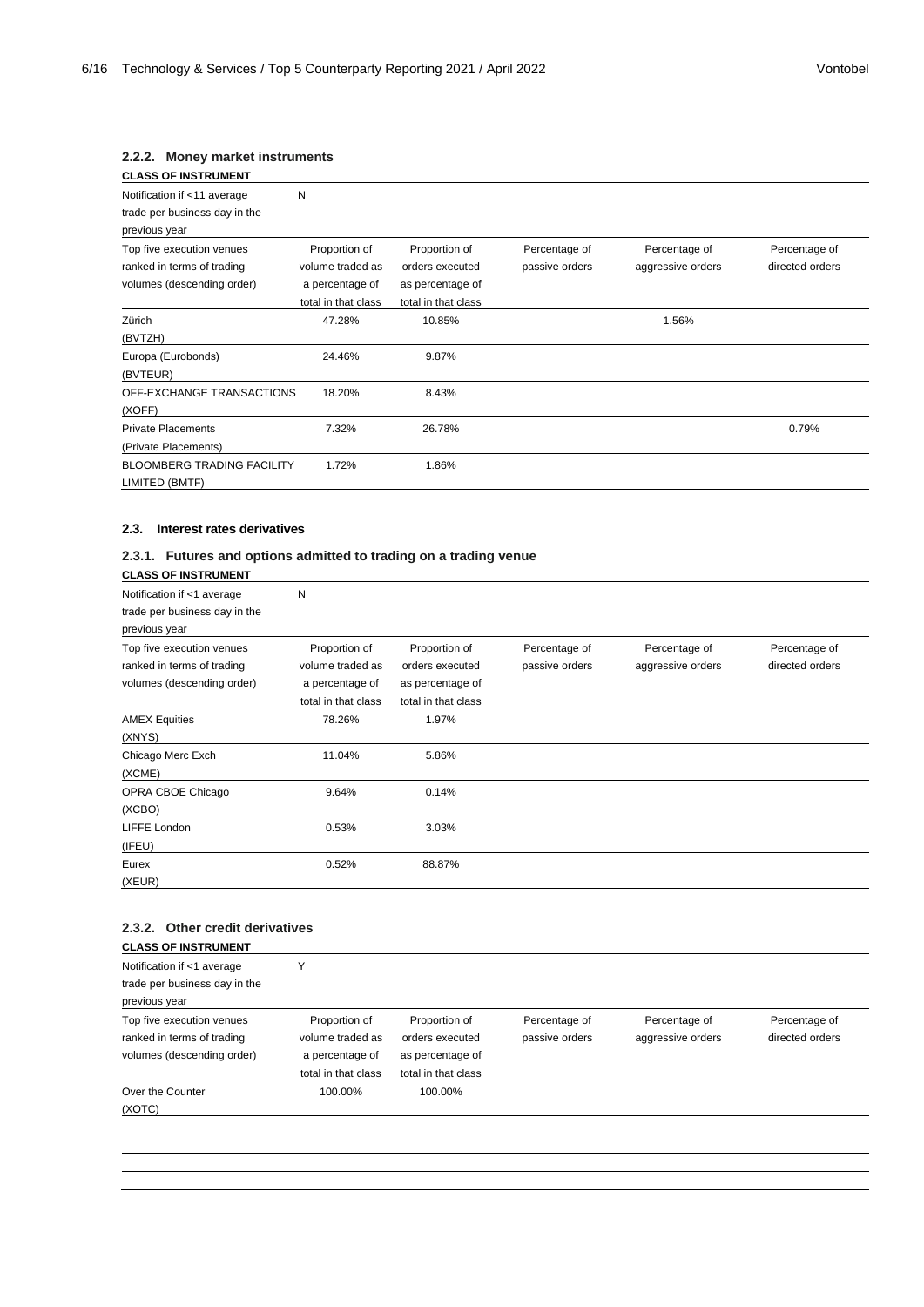### 2.2.2. Money market instruments

| CLASS OF INSTRUMENT | | | | | |
|---|---|---|---|---|---|
| Notification if <11 average trade per business day in the previous year | N | | | | |
| Top five execution venues ranked in terms of trading volumes (descending order) | Proportion of volume traded as a percentage of total in that class | Proportion of orders executed as percentage of total in that class | Percentage of passive orders | Percentage of aggressive orders | Percentage of directed orders |
| Zürich (BVTZH) | 47.28% | 10.85% | | 1.56% | |
| Europa (Eurobonds) (BVTEUR) | 24.46% | 9.87% | | | |
| OFF-EXCHANGE TRANSACTIONS (XOFF) | 18.20% | 8.43% | | | |
| Private Placements (Private Placements) | 7.32% | 26.78% | | | 0.79% |
| BLOOMBERG TRADING FACILITY LIMITED (BMTF) | 1.72% | 1.86% | | | |

## 2.3. Interest rates derivatives

### 2.3.1. Futures and options admitted to trading on a trading venue

| CLASS OF INSTRUMENT | | | | | |
|---|---|---|---|---|---|
| Notification if <1 average trade per business day in the previous year | N | | | | |
| Top five execution venues ranked in terms of trading volumes (descending order) | Proportion of volume traded as a percentage of total in that class | Proportion of orders executed as percentage of total in that class | Percentage of passive orders | Percentage of aggressive orders | Percentage of directed orders |
| AMEX Equities (XNYS) | 78.26% | 1.97% | | | |
| Chicago Merc Exch (XCME) | 11.04% | 5.86% | | | |
| OPRA CBOE Chicago (XCBO) | 9.64% | 0.14% | | | |
| LIFFE London (IFEU) | 0.53% | 3.03% | | | |
| Eurex (XEUR) | 0.52% | 88.87% | | | |

### 2.3.2. Other credit derivatives

| CLASS OF INSTRUMENT | | | | | |
|---|---|---|---|---|---|
| Notification if <1 average trade per business day in the previous year | Y | | | | |
| Top five execution venues ranked in terms of trading volumes (descending order) | Proportion of volume traded as a percentage of total in that class | Proportion of orders executed as percentage of total in that class | Percentage of passive orders | Percentage of aggressive orders | Percentage of directed orders |
| Over the Counter (XOTC) | 100.00% | 100.00% | | | |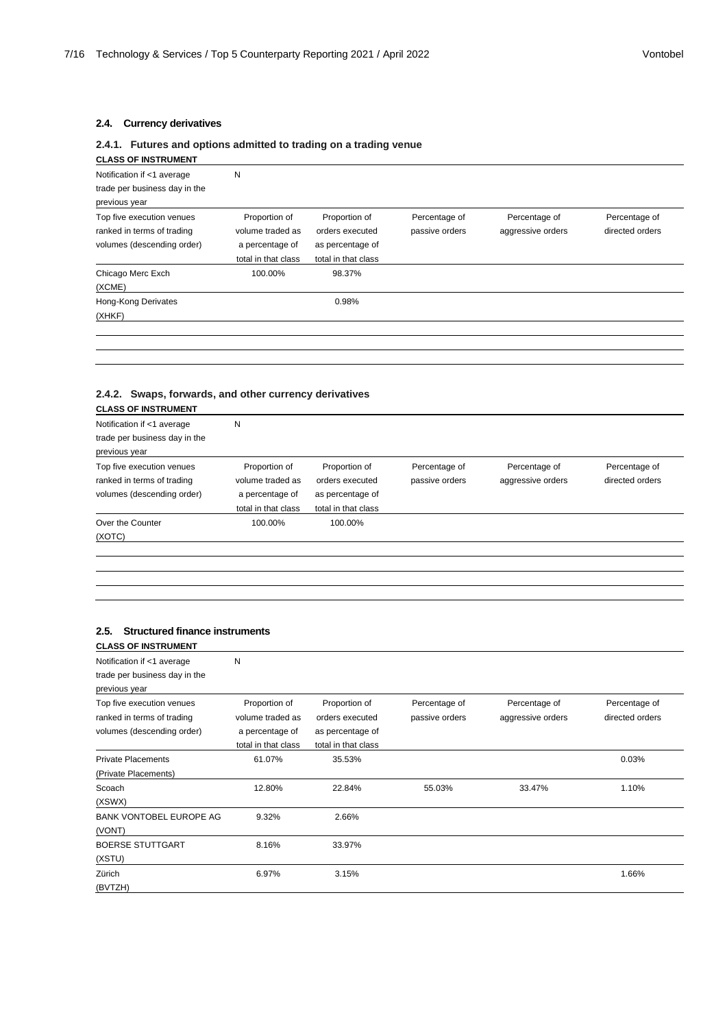### 2.4. Currency derivatives

#### 2.4.1. Futures and options admitted to trading on a trading venue

| CLASS OF INSTRUMENT | | | | | |
|---|---|---|---|---|---|
| Notification if <1 average trade per business day in the previous year | N | | | | |
| Top five execution venues ranked in terms of trading volumes (descending order) | Proportion of volume traded as a percentage of total in that class | Proportion of orders executed as percentage of total in that class | Percentage of passive orders | Percentage of aggressive orders | Percentage of directed orders |
| Chicago Merc Exch (XCME) | 100.00% | 98.37% | | | |
| Hong-Kong Derivates (XHKF) | | 0.98% | | | |
| | | | | | |
| | | | | | |
| | | | | | |

#### 2.4.2. Swaps, forwards, and other currency derivatives

| CLASS OF INSTRUMENT | | | | | |
|---|---|---|---|---|---|
| Notification if <1 average trade per business day in the previous year | N | | | | |
| Top five execution venues ranked in terms of trading volumes (descending order) | Proportion of volume traded as a percentage of total in that class | Proportion of orders executed as percentage of total in that class | Percentage of passive orders | Percentage of aggressive orders | Percentage of directed orders |
| Over the Counter (XOTC) | 100.00% | 100.00% | | | |
| | | | | | |
| | | | | | |
| | | | | | |
| | | | | | |

### 2.5. Structured finance instruments

| CLASS OF INSTRUMENT | | | | | |
|---|---|---|---|---|---|
| Notification if <1 average trade per business day in the previous year | N | | | | |
| Top five execution venues ranked in terms of trading volumes (descending order) | Proportion of volume traded as a percentage of total in that class | Proportion of orders executed as percentage of total in that class | Percentage of passive orders | Percentage of aggressive orders | Percentage of directed orders |
| Private Placements (Private Placements) | 61.07% | 35.53% | | | 0.03% |
| Scoach (XSWX) | 12.80% | 22.84% | 55.03% | 33.47% | 1.10% |
| BANK VONTOBEL EUROPE AG (VONT) | 9.32% | 2.66% | | | |
| BOERSE STUTTGART (XSTU) | 8.16% | 33.97% | | | |
| Zürich (BVTZH) | 6.97% | 3.15% | | | 1.66% |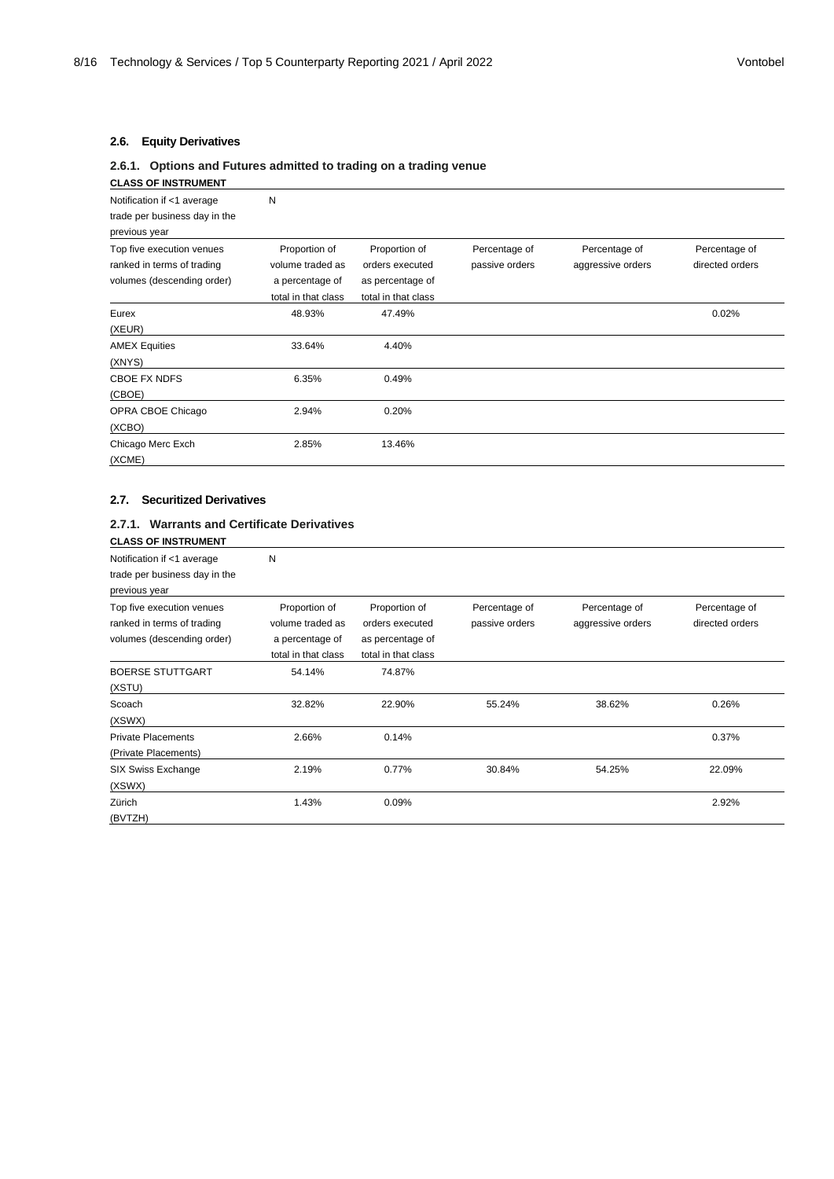## 2.6. Equity Derivatives

### 2.6.1. Options and Futures admitted to trading on a trading venue

| CLASS OF INSTRUMENT | | | | | |
|---|---|---|---|---|---|
| Notification if <1 average trade per business day in the previous year | N | | | | |
| Top five execution venues ranked in terms of trading volumes (descending order) | Proportion of volume traded as a percentage of total in that class | Proportion of orders executed as percentage of total in that class | Percentage of passive orders | Percentage of aggressive orders | Percentage of directed orders |
| Eurex (XEUR) | 48.93% | 47.49% | | | 0.02% |
| AMEX Equities (XNYS) | 33.64% | 4.40% | | | |
| CBOE FX NDFS (CBOE) | 6.35% | 0.49% | | | |
| OPRA CBOE Chicago (XCBO) | 2.94% | 0.20% | | | |
| Chicago Merc Exch (XCME) | 2.85% | 13.46% | | | |

## 2.7. Securitized Derivatives

### 2.7.1. Warrants and Certificate Derivatives

| CLASS OF INSTRUMENT | | | | | |
|---|---|---|---|---|---|
| Notification if <1 average trade per business day in the previous year | N | | | | |
| Top five execution venues ranked in terms of trading volumes (descending order) | Proportion of volume traded as a percentage of total in that class | Proportion of orders executed as percentage of total in that class | Percentage of passive orders | Percentage of aggressive orders | Percentage of directed orders |
| BOERSE STUTTGART (XSTU) | 54.14% | 74.87% | | | |
| Scoach (XSWX) | 32.82% | 22.90% | 55.24% | 38.62% | 0.26% |
| Private Placements (Private Placements) | 2.66% | 0.14% | | | 0.37% |
| SIX Swiss Exchange (XSWX) | 2.19% | 0.77% | 30.84% | 54.25% | 22.09% |
| Zürich (BVTZH) | 1.43% | 0.09% | | | 2.92% |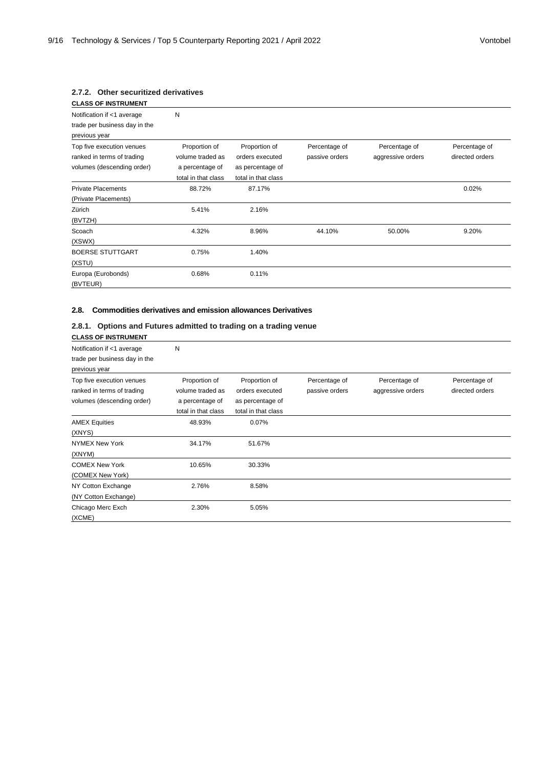### 2.7.2. Other securitized derivatives

| CLASS OF INSTRUMENT | | | | | |
|---|---|---|---|---|---|
| Notification if <1 average trade per business day in the previous year | N | | | | |
| Top five execution venues ranked in terms of trading volumes (descending order) | Proportion of volume traded as a percentage of total in that class | Proportion of orders executed as percentage of total in that class | Percentage of passive orders | Percentage of aggressive orders | Percentage of directed orders |
| Private Placements (Private Placements) | 88.72% | 87.17% | | | 0.02% |
| Zürich (BVTZH) | 5.41% | 2.16% | | | |
| Scoach (XSWX) | 4.32% | 8.96% | 44.10% | 50.00% | 9.20% |
| BOERSE STUTTGART (XSTU) | 0.75% | 1.40% | | | |
| Europa (Eurobonds) (BVTEUR) | 0.68% | 0.11% | | | |

## 2.8. Commodities derivatives and emission allowances Derivatives

### 2.8.1. Options and Futures admitted to trading on a trading venue

| CLASS OF INSTRUMENT | | | | | |
|---|---|---|---|---|---|
| Notification if <1 average trade per business day in the previous year | N | | | | |
| Top five execution venues ranked in terms of trading volumes (descending order) | Proportion of volume traded as a percentage of total in that class | Proportion of orders executed as percentage of total in that class | Percentage of passive orders | Percentage of aggressive orders | Percentage of directed orders |
| AMEX Equities (XNYS) | 48.93% | 0.07% | | | |
| NYMEX New York (XNYM) | 34.17% | 51.67% | | | |
| COMEX New York (COMEX New York) | 10.65% | 30.33% | | | |
| NY Cotton Exchange (NY Cotton Exchange) | 2.76% | 8.58% | | | |
| Chicago Merc Exch (XCME) | 2.30% | 5.05% | | | |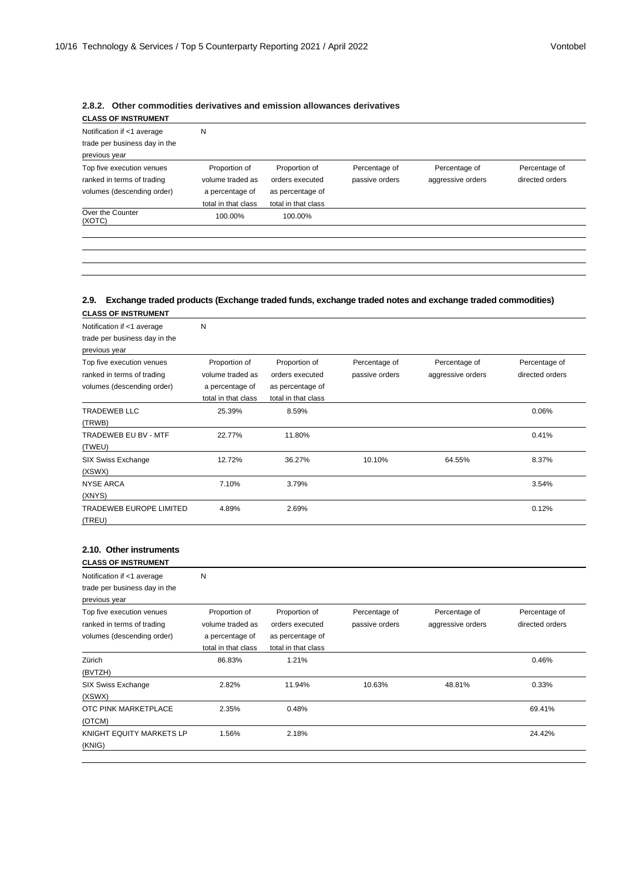### 2.8.2. Other commodities derivatives and emission allowances derivatives

| CLASS OF INSTRUMENT | | | | | |
|---|---|---|---|---|---|
| Notification if <1 average trade per business day in the previous year | N | | | | |
| Top five execution venues ranked in terms of trading volumes (descending order) | Proportion of volume traded as a percentage of total in that class | Proportion of orders executed as percentage of total in that class | Percentage of passive orders | Percentage of aggressive orders | Percentage of directed orders |
| Over the Counter (XOTC) | 100.00% | 100.00% | | | |
| | | | | | |
| | | | | | |
| | | | | | |
| | | | | | |

### 2.9. Exchange traded products (Exchange traded funds, exchange traded notes and exchange traded commodities)

| CLASS OF INSTRUMENT | | | | | |
|---|---|---|---|---|---|
| Notification if <1 average trade per business day in the previous year | N | | | | |
| Top five execution venues ranked in terms of trading volumes (descending order) | Proportion of volume traded as a percentage of total in that class | Proportion of orders executed as percentage of total in that class | Percentage of passive orders | Percentage of aggressive orders | Percentage of directed orders |
| TRADEWEB LLC (TRWB) | 25.39% | 8.59% | | | 0.06% |
| TRADEWEB EU BV - MTF (TWEU) | 22.77% | 11.80% | | | 0.41% |
| SIX Swiss Exchange (XSWX) | 12.72% | 36.27% | 10.10% | 64.55% | 8.37% |
| NYSE ARCA (XNYS) | 7.10% | 3.79% | | | 3.54% |
| TRADEWEB EUROPE LIMITED (TREU) | 4.89% | 2.69% | | | 0.12% |

### 2.10. Other instruments

| CLASS OF INSTRUMENT | | | | | |
|---|---|---|---|---|---|
| Notification if <1 average trade per business day in the previous year | N | | | | |
| Top five execution venues ranked in terms of trading volumes (descending order) | Proportion of volume traded as a percentage of total in that class | Proportion of orders executed as percentage of total in that class | Percentage of passive orders | Percentage of aggressive orders | Percentage of directed orders |
| Zürich (BVTZH) | 86.83% | 1.21% | | | 0.46% |
| SIX Swiss Exchange (XSWX) | 2.82% | 11.94% | 10.63% | 48.81% | 0.33% |
| OTC PINK MARKETPLACE (OTCM) | 2.35% | 0.48% | | | 69.41% |
| KNIGHT EQUITY MARKETS LP (KNIG) | 1.56% | 2.18% | | | 24.42% |
| | | | | | |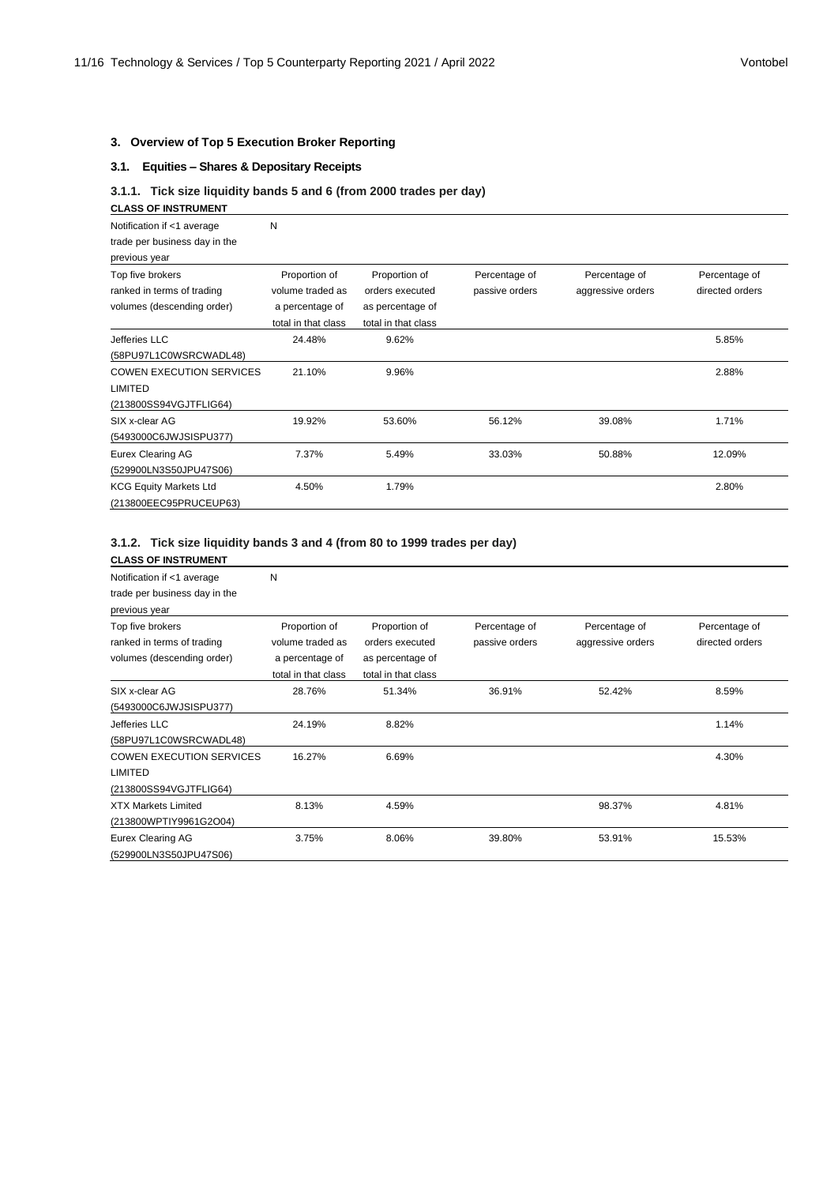## 3. Overview of Top 5 Execution Broker Reporting

### 3.1. Equities – Shares & Depositary Receipts

#### 3.1.1. Tick size liquidity bands 5 and 6 (from 2000 trades per day)

| CLASS OF INSTRUMENT | | | | | |
|---|---|---|---|---|---|
| Notification if <1 average trade per business day in the previous year | N | | | | |
| Top five brokers ranked in terms of trading volumes (descending order) | Proportion of volume traded as a percentage of total in that class | Proportion of orders executed as percentage of total in that class | Percentage of passive orders | Percentage of aggressive orders | Percentage of directed orders |
| Jefferies LLC (58PU97L1C0WSRCWADL48) | 24.48% | 9.62% | | | 5.85% |
| COWEN EXECUTION SERVICES LIMITED (213800SS94VGJTFLIG64) | 21.10% | 9.96% | | | 2.88% |
| SIX x-clear AG (5493000C6JWJSISPU377) | 19.92% | 53.60% | 56.12% | 39.08% | 1.71% |
| Eurex Clearing AG (529900LN3S50JPU47S06) | 7.37% | 5.49% | 33.03% | 50.88% | 12.09% |
| KCG Equity Markets Ltd (213800EEC95PRUCEUP63) | 4.50% | 1.79% | | | 2.80% |

#### 3.1.2. Tick size liquidity bands 3 and 4 (from 80 to 1999 trades per day)

| CLASS OF INSTRUMENT | | | | | |
|---|---|---|---|---|---|
| Notification if <1 average trade per business day in the previous year | N | | | | |
| Top five brokers ranked in terms of trading volumes (descending order) | Proportion of volume traded as a percentage of total in that class | Proportion of orders executed as percentage of total in that class | Percentage of passive orders | Percentage of aggressive orders | Percentage of directed orders |
| SIX x-clear AG (5493000C6JWJSISPU377) | 28.76% | 51.34% | 36.91% | 52.42% | 8.59% |
| Jefferies LLC (58PU97L1C0WSRCWADL48) | 24.19% | 8.82% | | | 1.14% |
| COWEN EXECUTION SERVICES LIMITED (213800SS94VGJTFLIG64) | 16.27% | 6.69% | | | 4.30% |
| XTX Markets Limited (213800WPTIY9961G2O04) | 8.13% | 4.59% | | 98.37% | 4.81% |
| Eurex Clearing AG (529900LN3S50JPU47S06) | 3.75% | 8.06% | 39.80% | 53.91% | 15.53% |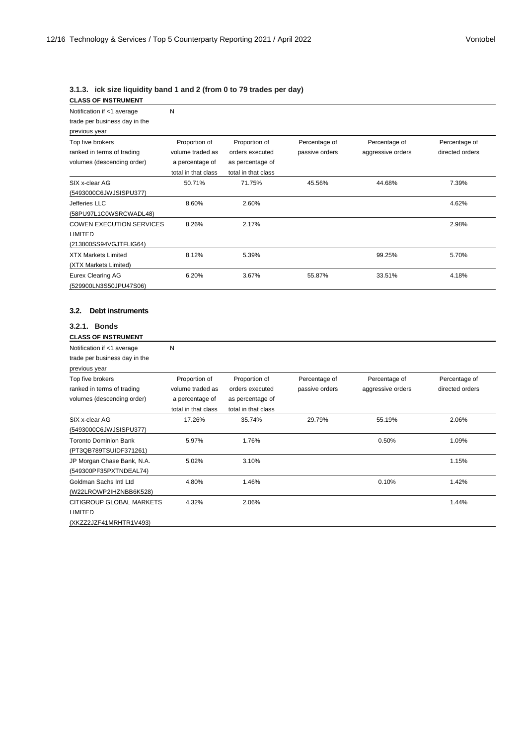### 3.1.3. ick size liquidity band 1 and 2 (from 0 to 79 trades per day)

| CLASS OF INSTRUMENT | | | | | |
|---|---|---|---|---|---|
| Notification if <1 average trade per business day in the previous year | N | | | | |
| Top five brokers ranked in terms of trading volumes (descending order) | Proportion of volume traded as a percentage of total in that class | Proportion of orders executed as percentage of total in that class | Percentage of passive orders | Percentage of aggressive orders | Percentage of directed orders |
| SIX x-clear AG (5493000C6JWJSISPU377) | 50.71% | 71.75% | 45.56% | 44.68% | 7.39% |
| Jefferies LLC (58PU97L1C0WSRCWADL48) | 8.60% | 2.60% | | | 4.62% |
| COWEN EXECUTION SERVICES LIMITED (213800SS94VGJTFLIG64) | 8.26% | 2.17% | | | 2.98% |
| XTX Markets Limited (XTX Markets Limited) | 8.12% | 5.39% | | 99.25% | 5.70% |
| Eurex Clearing AG (529900LN3S50JPU47S06) | 6.20% | 3.67% | 55.87% | 33.51% | 4.18% |

## 3.2. Debt instruments

### 3.2.1. Bonds

| CLASS OF INSTRUMENT | | | | | |
|---|---|---|---|---|---|
| Notification if <1 average trade per business day in the previous year | N | | | | |
| Top five brokers ranked in terms of trading volumes (descending order) | Proportion of volume traded as a percentage of total in that class | Proportion of orders executed as percentage of total in that class | Percentage of passive orders | Percentage of aggressive orders | Percentage of directed orders |
| SIX x-clear AG (5493000C6JWJSISPU377) | 17.26% | 35.74% | 29.79% | 55.19% | 2.06% |
| Toronto Dominion Bank (PT3QB789TSUIDF371261) | 5.97% | 1.76% | | 0.50% | 1.09% |
| JP Morgan Chase Bank, N.A. (549300PF35PXTNDEAL74) | 5.02% | 3.10% | | | 1.15% |
| Goldman Sachs Intl Ltd (W22LROWP2IHZNBB6K528) | 4.80% | 1.46% | | 0.10% | 1.42% |
| CITIGROUP GLOBAL MARKETS LIMITED (XKZZ2JZF41MRHTR1V493) | 4.32% | 2.06% | | | 1.44% |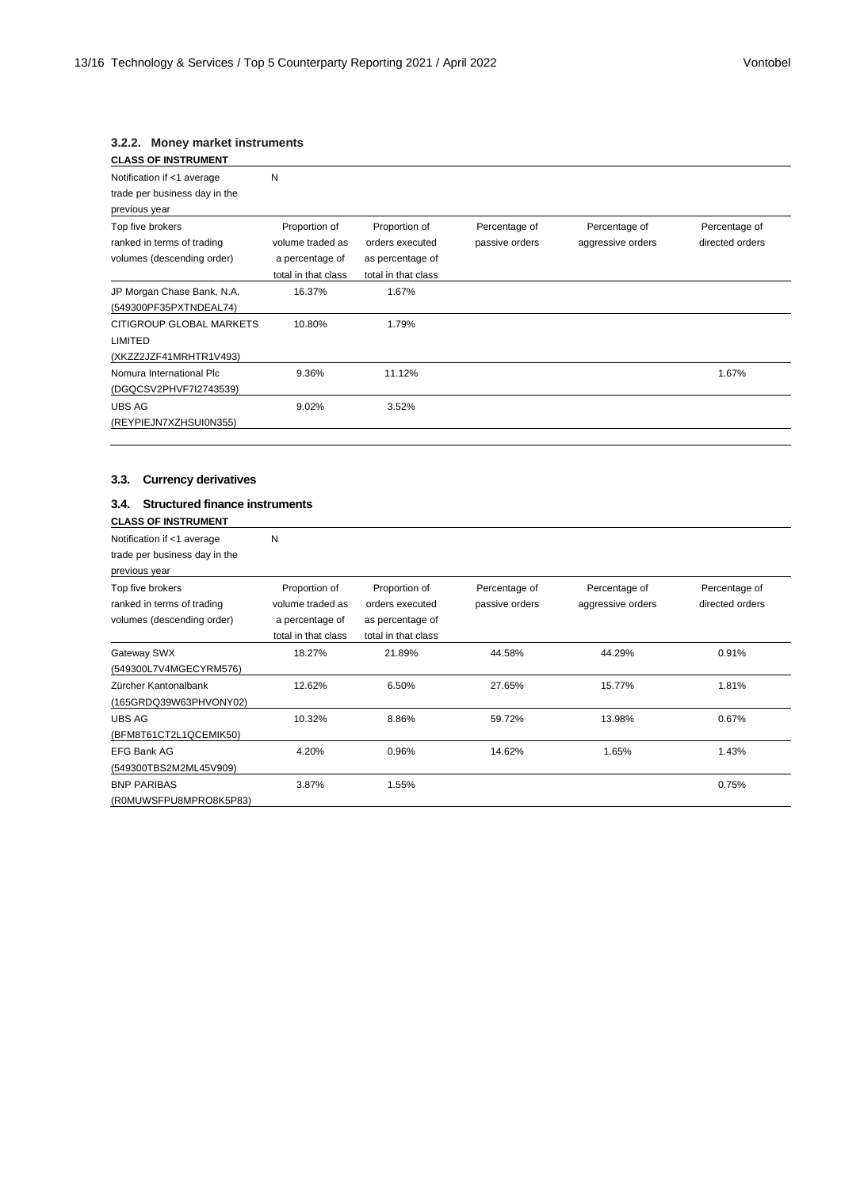### 3.2.2. Money market instruments

| CLASS OF INSTRUMENT | | | | | |
|---|---|---|---|---|---|
| Notification if <1 average trade per business day in the previous year | N | | | | |
| Top five brokers ranked in terms of trading volumes (descending order) | Proportion of volume traded as a percentage of total in that class | Proportion of orders executed as percentage of total in that class | Percentage of passive orders | Percentage of aggressive orders | Percentage of directed orders |
| JP Morgan Chase Bank, N.A. (549300PF35PXTNDEAL74) | 16.37% | 1.67% | | | |
| CITIGROUP GLOBAL MARKETS LIMITED (XKZZ2JZF41MRHTR1V493) | 10.80% | 1.79% | | | |
| Nomura International Plc (DGQCSV2PHVF7I2743539) | 9.36% | 11.12% | | | 1.67% |
| UBS AG (REYPIEJN7XZHSUI0N355) | 9.02% | 3.52% | | | |

### 3.3. Currency derivatives

### 3.4. Structured finance instruments

| CLASS OF INSTRUMENT | | | | | |
|---|---|---|---|---|---|
| Notification if <1 average trade per business day in the previous year | N | | | | |
| Top five brokers ranked in terms of trading volumes (descending order) | Proportion of volume traded as a percentage of total in that class | Proportion of orders executed as percentage of total in that class | Percentage of passive orders | Percentage of aggressive orders | Percentage of directed orders |
| Gateway SWX (549300L7V4MGECYRM576) | 18.27% | 21.89% | 44.58% | 44.29% | 0.91% |
| Zürcher Kantonalbank (165GRDQ39W63PHVONY02) | 12.62% | 6.50% | 27.65% | 15.77% | 1.81% |
| UBS AG (BFM8T61CT2L1QCEMIK50) | 10.32% | 8.86% | 59.72% | 13.98% | 0.67% |
| EFG Bank AG (549300TBS2M2ML45V909) | 4.20% | 0.96% | 14.62% | 1.65% | 1.43% |
| BNP PARIBAS (R0MUWSFPU8MPRO8K5P83) | 3.87% | 1.55% | | | 0.75% |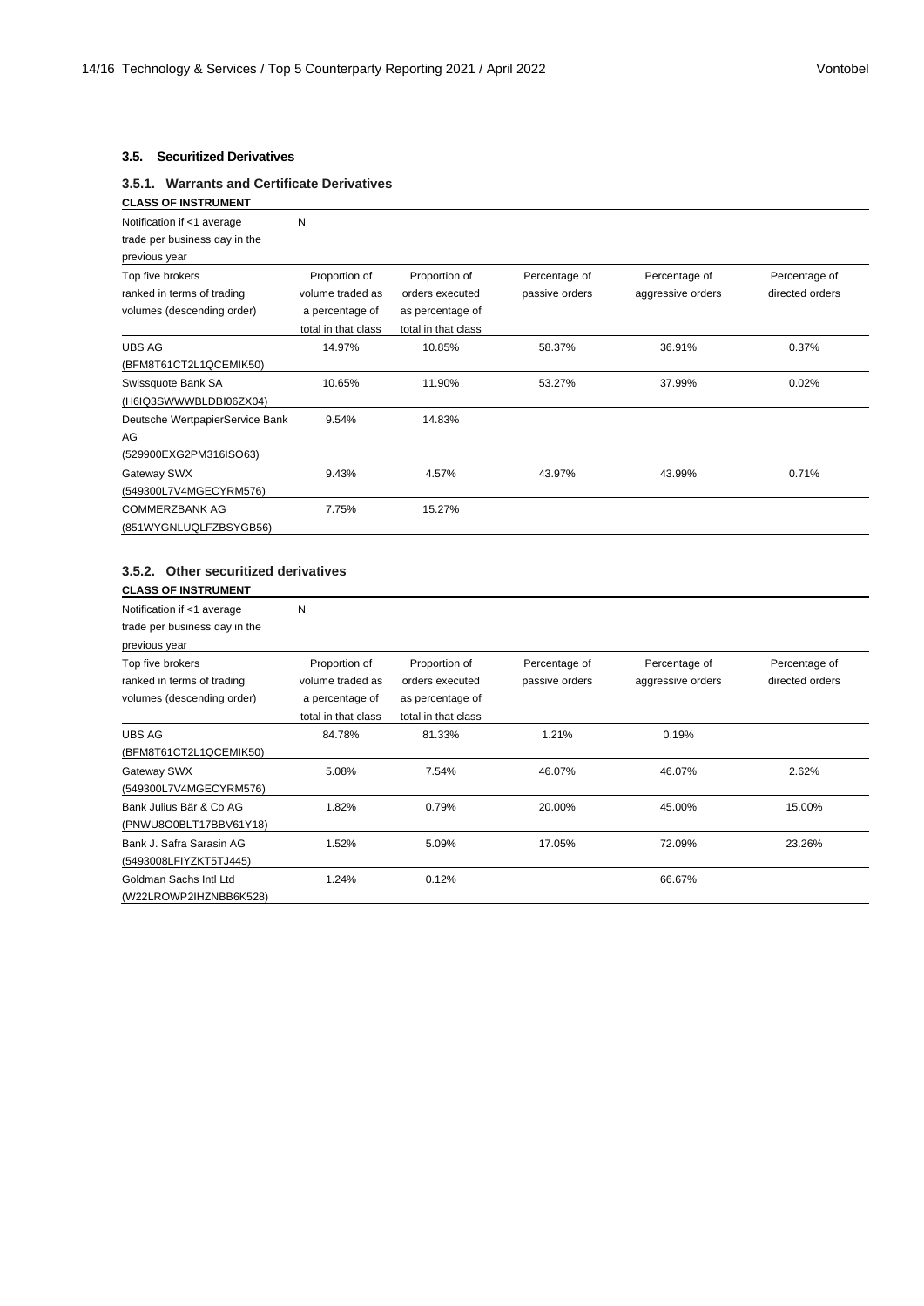### 3.5. Securitized Derivatives

#### 3.5.1. Warrants and Certificate Derivatives

**CLASS OF INSTRUMENT**

| Notification if <1 average trade per business day in the previous year | N | | | | |
|---|---|---|---|---|---|
| Top five brokers ranked in terms of trading volumes (descending order) | Proportion of volume traded as a percentage of total in that class | Proportion of orders executed as percentage of total in that class | Percentage of passive orders | Percentage of aggressive orders | Percentage of directed orders |
| UBS AG (BFM8T61CT2L1QCEMIK50) | 14.97% | 10.85% | 58.37% | 36.91% | 0.37% |
| Swissquote Bank SA (H6IQ3SWWWBLDBI06ZX04) | 10.65% | 11.90% | 53.27% | 37.99% | 0.02% |
| Deutsche WertpapierService Bank AG (529900EXG2PM316ISO63) | 9.54% | 14.83% | | | |
| Gateway SWX (549300L7V4MGECYRM576) | 9.43% | 4.57% | 43.97% | 43.99% | 0.71% |
| COMMERZBANK AG (851WYGNLUQLFZBSYGB56) | 7.75% | 15.27% | | | |

#### 3.5.2. Other securitized derivatives

**CLASS OF INSTRUMENT**

| Notification if <1 average trade per business day in the previous year | N | | | | |
|---|---|---|---|---|---|
| Top five brokers ranked in terms of trading volumes (descending order) | Proportion of volume traded as a percentage of total in that class | Proportion of orders executed as percentage of total in that class | Percentage of passive orders | Percentage of aggressive orders | Percentage of directed orders |
| UBS AG (BFM8T61CT2L1QCEMIK50) | 84.78% | 81.33% | 1.21% | 0.19% | |
| Gateway SWX (549300L7V4MGECYRM576) | 5.08% | 7.54% | 46.07% | 46.07% | 2.62% |
| Bank Julius Bär & Co AG (PNWU8O0BLT17BBV61Y18) | 1.82% | 0.79% | 20.00% | 45.00% | 15.00% |
| Bank J. Safra Sarasin AG (5493008LFIYZKT5TJ445) | 1.52% | 5.09% | 17.05% | 72.09% | 23.26% |
| Goldman Sachs Intl Ltd (W22LROWP2IHZNBB6K528) | 1.24% | 0.12% | | 66.67% | |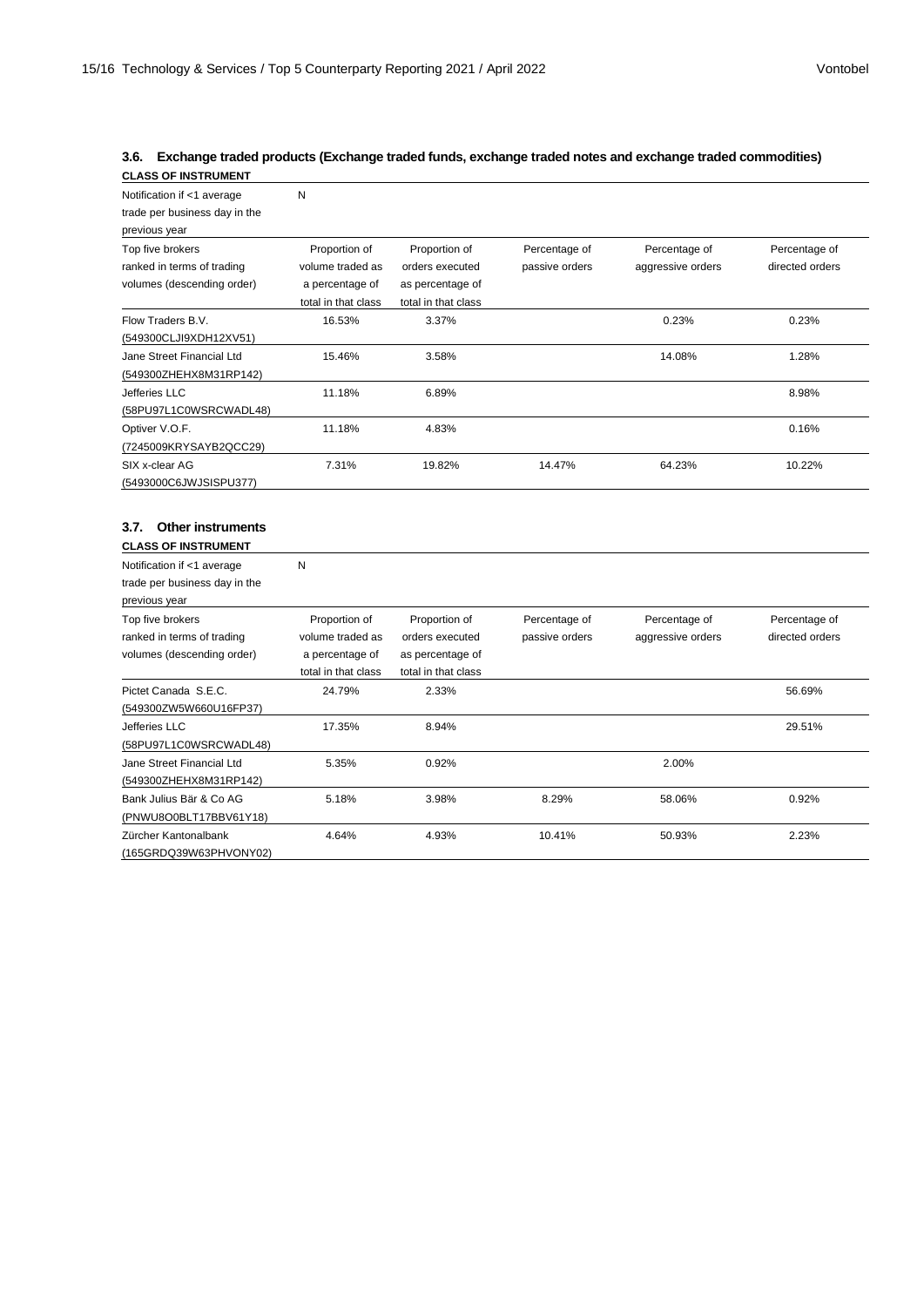### 3.6. Exchange traded products (Exchange traded funds, exchange traded notes and exchange traded commodities)

| CLASS OF INSTRUMENT | | | | | |
|---|---|---|---|---|---|
| Notification if <1 average trade per business day in the previous year | N | | | | |
| Top five brokers ranked in terms of trading volumes (descending order) | Proportion of volume traded as a percentage of total in that class | Proportion of orders executed as percentage of total in that class | Percentage of passive orders | Percentage of aggressive orders | Percentage of directed orders |
| Flow Traders B.V. (549300CLJI9XDH12XV51) | 16.53% | 3.37% | | 0.23% | 0.23% |
| Jane Street Financial Ltd (549300ZHEHX8M31RP142) | 15.46% | 3.58% | | 14.08% | 1.28% |
| Jefferies LLC (58PU97L1C0WSRCWADL48) | 11.18% | 6.89% | | | 8.98% |
| Optiver V.O.F. (7245009KRYSAYB2QCC29) | 11.18% | 4.83% | | | 0.16% |
| SIX x-clear AG (5493000C6JWJSISPU377) | 7.31% | 19.82% | 14.47% | 64.23% | 10.22% |

### 3.7. Other instruments

| CLASS OF INSTRUMENT | | | | | |
|---|---|---|---|---|---|
| Notification if <1 average trade per business day in the previous year | N | | | | |
| Top five brokers ranked in terms of trading volumes (descending order) | Proportion of volume traded as a percentage of total in that class | Proportion of orders executed as percentage of total in that class | Percentage of passive orders | Percentage of aggressive orders | Percentage of directed orders |
| Pictet Canada S.E.C. (549300ZW5W660U16FP37) | 24.79% | 2.33% | | | 56.69% |
| Jefferies LLC (58PU97L1C0WSRCWADL48) | 17.35% | 8.94% | | | 29.51% |
| Jane Street Financial Ltd (549300ZHEHX8M31RP142) | 5.35% | 0.92% | | 2.00% | |
| Bank Julius Bär & Co AG (PNWU8O0BLT17BBV61Y18) | 5.18% | 3.98% | 8.29% | 58.06% | 0.92% |
| Zürcher Kantonalbank (165GRDQ39W63PHVONY02) | 4.64% | 4.93% | 10.41% | 50.93% | 2.23% |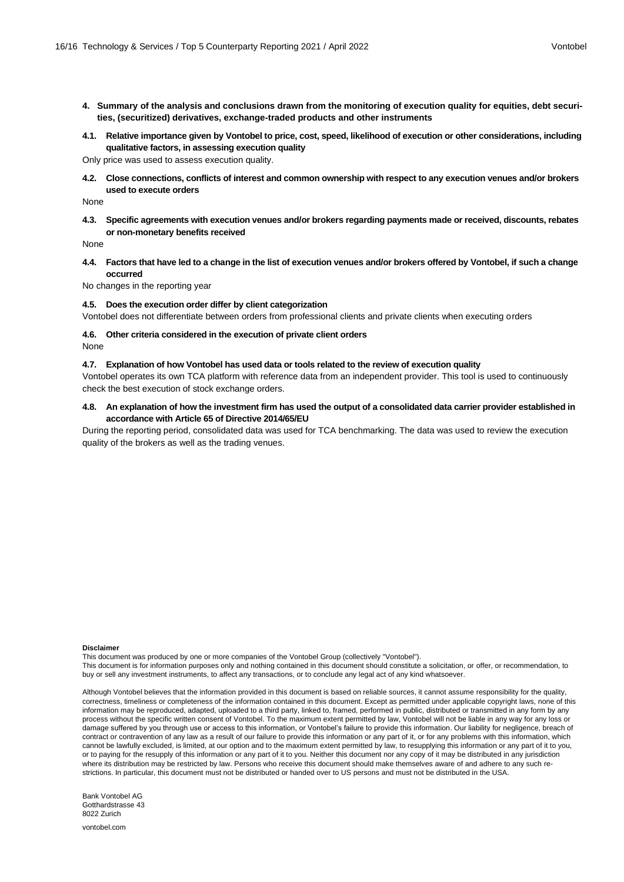**4. Summary of the analysis and conclusions drawn from the monitoring of execution quality for equities, debt securities, (securitized) derivatives, exchange-traded products and other instruments**

**4.1. Relative importance given by Vontobel to price, cost, speed, likelihood of execution or other considerations, including qualitative factors, in assessing execution quality**

Only price was used to assess execution quality.

**4.2. Close connections, conflicts of interest and common ownership with respect to any execution venues and/or brokers used to execute orders**

None

**4.3. Specific agreements with execution venues and/or brokers regarding payments made or received, discounts, rebates or non-monetary benefits received**

None

**4.4. Factors that have led to a change in the list of execution venues and/or brokers offered by Vontobel, if such a change occurred**

No changes in the reporting year

**4.5. Does the execution order differ by client categorization**

Vontobel does not differentiate between orders from professional clients and private clients when executing orders

**4.6. Other criteria considered in the execution of private client orders**

None

**4.7. Explanation of how Vontobel has used data or tools related to the review of execution quality**

Vontobel operates its own TCA platform with reference data from an independent provider. This tool is used to continuously check the best execution of stock exchange orders.

**4.8. An explanation of how the investment firm has used the output of a consolidated data carrier provider established in accordance with Article 65 of Directive 2014/65/EU**

During the reporting period, consolidated data was used for TCA benchmarking. The data was used to review the execution quality of the brokers as well as the trading venues.

**Disclaimer**

This document was produced by one or more companies of the Vontobel Group (collectively "Vontobel").
This document is for information purposes only and nothing contained in this document should constitute a solicitation, or offer, or recommendation, to buy or sell any investment instruments, to affect any transactions, or to conclude any legal act of any kind whatsoever.

Although Vontobel believes that the information provided in this document is based on reliable sources, it cannot assume responsibility for the quality, correctness, timeliness or completeness of the information contained in this document. Except as permitted under applicable copyright laws, none of this information may be reproduced, adapted, uploaded to a third party, linked to, framed, performed in public, distributed or transmitted in any form by any process without the specific written consent of Vontobel. To the maximum extent permitted by law, Vontobel will not be liable in any way for any loss or damage suffered by you through use or access to this information, or Vontobel's failure to provide this information. Our liability for negligence, breach of contract or contravention of any law as a result of our failure to provide this information or any part of it, or for any problems with this information, which cannot be lawfully excluded, is limited, at our option and to the maximum extent permitted by law, to resupplying this information or any part of it to you, or to paying for the resupply of this information or any part of it to you. Neither this document nor any copy of it may be distributed in any jurisdiction where its distribution may be restricted by law. Persons who receive this document should make themselves aware of and adhere to any such restrictions. In particular, this document must not be distributed or handed over to US persons and must not be distributed in the USA.

Bank Vontobel AG
Gotthardstrasse 43
8022 Zurich

vontobel.com